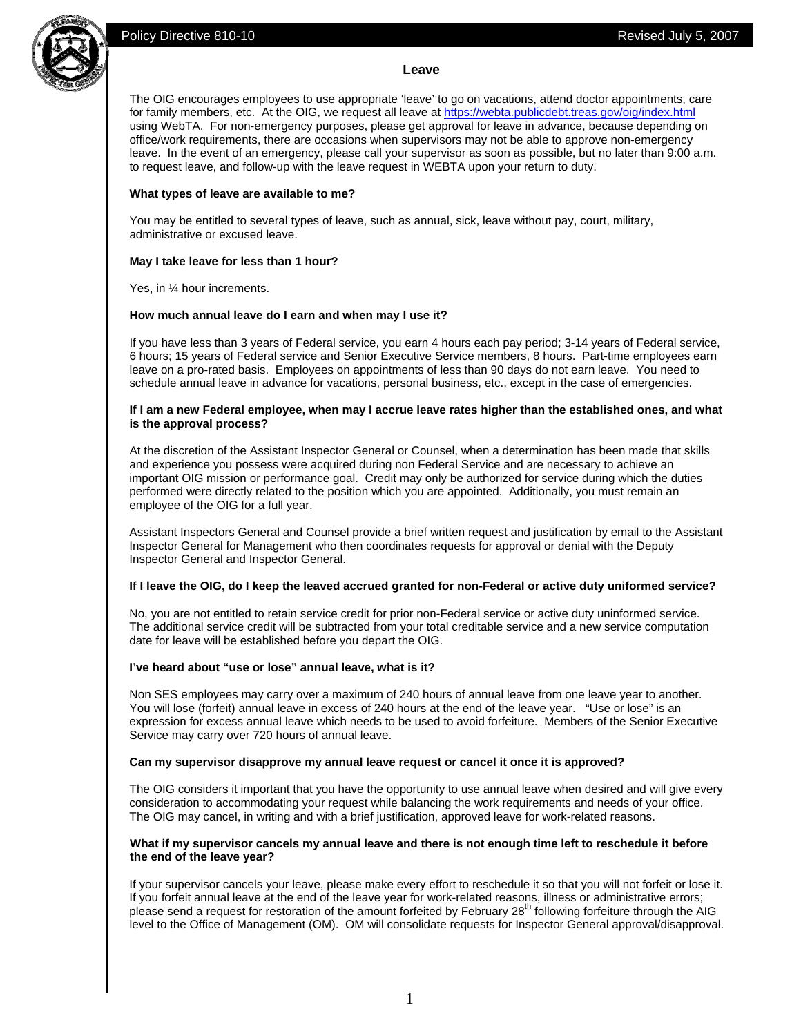Policy Directive 810-10 Revised July 5, 2007

# Leave

The OIG encourages employees to use appropriate 'leave' to go on vacations, attend doctor appointments, care for family members, etc. At the OIG, we request all leave at https://webta.publicdebt.treas.gov/oig/index.html using WebTA. For non-emergency purposes, please get approval for leave in advance, because depending on office/work requirements, there are occasions when supervisors may not be able to approve non-emergency leave. In the event of an emergency, please call your supervisor as soon as possible, but no later than 9:00 a.m. to request leave, and follow-up with the leave request in WEBTA upon your return to duty.

**What types of leave are available to me?**

You may be entitled to several types of leave, such as annual, sick, leave without pay, court, military, administrative or excused leave.

**May I take leave for less than 1 hour?**

Yes, in ¼ hour increments.

**How much annual leave do I earn and when may I use it?**

If you have less than 3 years of Federal service, you earn 4 hours each pay period; 3-14 years of Federal service, 6 hours; 15 years of Federal service and Senior Executive Service members, 8 hours. Part-time employees earn leave on a pro-rated basis. Employees on appointments of less than 90 days do not earn leave. You need to schedule annual leave in advance for vacations, personal business, etc., except in the case of emergencies.

**If I am a new Federal employee, when may I accrue leave rates higher than the established ones, and what is the approval process?**

At the discretion of the Assistant Inspector General or Counsel, when a determination has been made that skills and experience you possess were acquired during non Federal Service and are necessary to achieve an important OIG mission or performance goal. Credit may only be authorized for service during which the duties performed were directly related to the position which you are appointed. Additionally, you must remain an employee of the OIG for a full year.

Assistant Inspectors General and Counsel provide a brief written request and justification by email to the Assistant Inspector General for Management who then coordinates requests for approval or denial with the Deputy Inspector General and Inspector General.

**If I leave the OIG, do I keep the leaved accrued granted for non-Federal or active duty uniformed service?**

No, you are not entitled to retain service credit for prior non-Federal service or active duty uninformed service. The additional service credit will be subtracted from your total creditable service and a new service computation date for leave will be established before you depart the OIG.

**I've heard about "use or lose" annual leave, what is it?**

Non SES employees may carry over a maximum of 240 hours of annual leave from one leave year to another. You will lose (forfeit) annual leave in excess of 240 hours at the end of the leave year. "Use or lose" is an expression for excess annual leave which needs to be used to avoid forfeiture. Members of the Senior Executive Service may carry over 720 hours of annual leave.

**Can my supervisor disapprove my annual leave request or cancel it once it is approved?**

The OIG considers it important that you have the opportunity to use annual leave when desired and will give every consideration to accommodating your request while balancing the work requirements and needs of your office. The OIG may cancel, in writing and with a brief justification, approved leave for work-related reasons.

**What if my supervisor cancels my annual leave and there is not enough time left to reschedule it before the end of the leave year?**

If your supervisor cancels your leave, please make every effort to reschedule it so that you will not forfeit or lose it. If you forfeit annual leave at the end of the leave year for work-related reasons, illness or administrative errors; please send a request for restoration of the amount forfeited by February 28th following forfeiture through the AIG level to the Office of Management (OM). OM will consolidate requests for Inspector General approval/disapproval.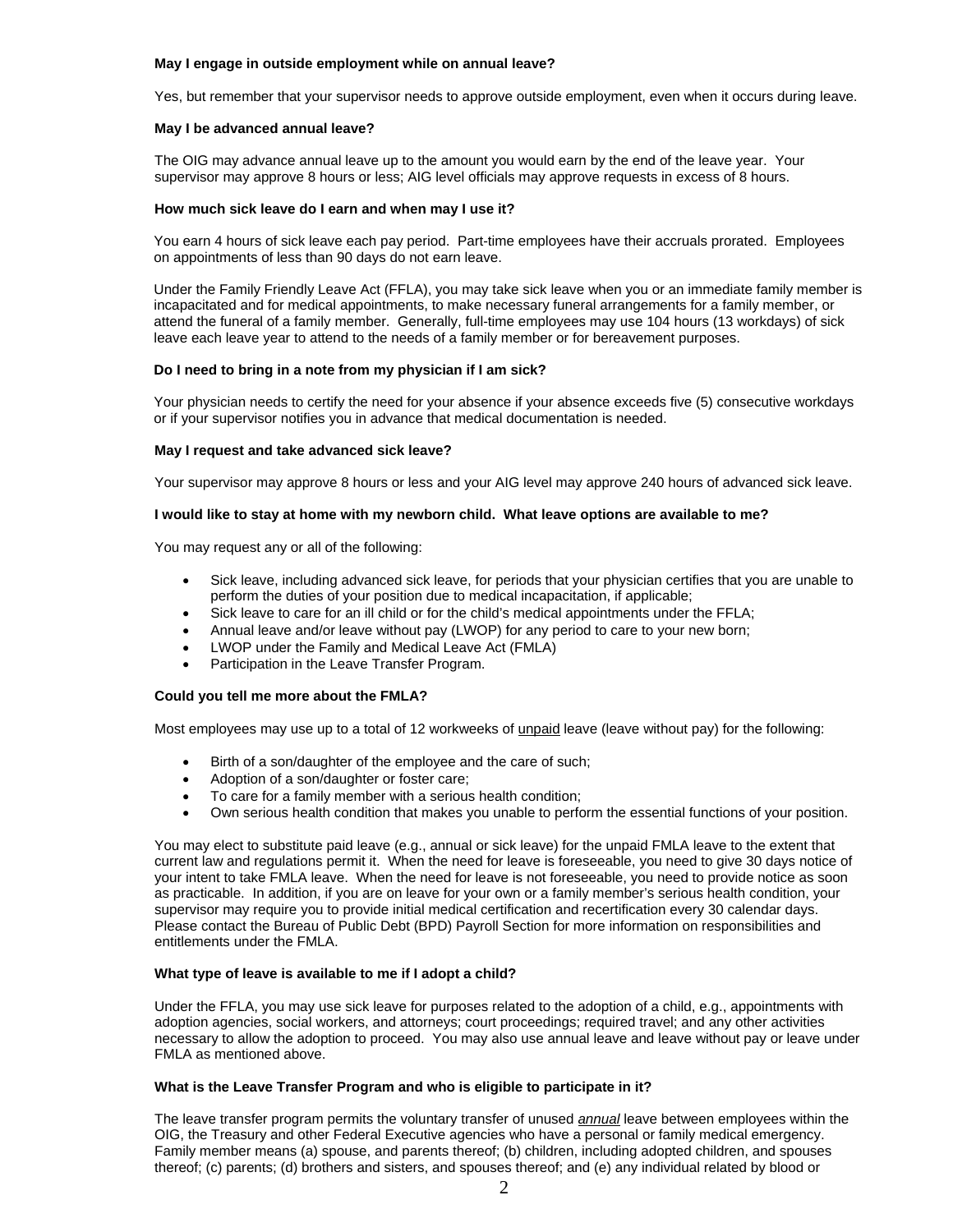**May I engage in outside employment while on annual leave?**

Yes, but remember that your supervisor needs to approve outside employment, even when it occurs during leave.

**May I be advanced annual leave?**

The OIG may advance annual leave up to the amount you would earn by the end of the leave year. Your supervisor may approve 8 hours or less; AIG level officials may approve requests in excess of 8 hours.

**How much sick leave do I earn and when may I use it?**

You earn 4 hours of sick leave each pay period. Part-time employees have their accruals prorated. Employees on appointments of less than 90 days do not earn leave.

Under the Family Friendly Leave Act (FFLA), you may take sick leave when you or an immediate family member is incapacitated and for medical appointments, to make necessary funeral arrangements for a family member, or attend the funeral of a family member. Generally, full-time employees may use 104 hours (13 workdays) of sick leave each leave year to attend to the needs of a family member or for bereavement purposes.

**Do I need to bring in a note from my physician if I am sick?**

Your physician needs to certify the need for your absence if your absence exceeds five (5) consecutive workdays or if your supervisor notifies you in advance that medical documentation is needed.

**May I request and take advanced sick leave?**

Your supervisor may approve 8 hours or less and your AIG level may approve 240 hours of advanced sick leave.

**I would like to stay at home with my newborn child. What leave options are available to me?**

You may request any or all of the following:

- Sick leave, including advanced sick leave, for periods that your physician certifies that you are unable to perform the duties of your position due to medical incapacitation, if applicable;
- Sick leave to care for an ill child or for the child's medical appointments under the FFLA;
- Annual leave and/or leave without pay (LWOP) for any period to care to your new born;
- LWOP under the Family and Medical Leave Act (FMLA)
- Participation in the Leave Transfer Program.

**Could you tell me more about the FMLA?**

Most employees may use up to a total of 12 workweeks of <u>unpaid</u> leave (leave without pay) for the following:

- Birth of a son/daughter of the employee and the care of such;
- Adoption of a son/daughter or foster care;
- To care for a family member with a serious health condition;
- Own serious health condition that makes you unable to perform the essential functions of your position.

You may elect to substitute paid leave (e.g., annual or sick leave) for the unpaid FMLA leave to the extent that current law and regulations permit it. When the need for leave is foreseeable, you need to give 30 days notice of your intent to take FMLA leave. When the need for leave is not foreseeable, you need to provide notice as soon as practicable. In addition, if you are on leave for your own or a family member's serious health condition, your supervisor may require you to provide initial medical certification and recertification every 30 calendar days. Please contact the Bureau of Public Debt (BPD) Payroll Section for more information on responsibilities and entitlements under the FMLA.

**What type of leave is available to me if I adopt a child?**

Under the FFLA, you may use sick leave for purposes related to the adoption of a child, e.g., appointments with adoption agencies, social workers, and attorneys; court proceedings; required travel; and any other activities necessary to allow the adoption to proceed. You may also use annual leave and leave without pay or leave under FMLA as mentioned above.

**What is the Leave Transfer Program and who is eligible to participate in it?**

The leave transfer program permits the voluntary transfer of unused <u>*annual*</u> leave between employees within the OIG, the Treasury and other Federal Executive agencies who have a personal or family medical emergency. Family member means (a) spouse, and parents thereof; (b) children, including adopted children, and spouses thereof; (c) parents; (d) brothers and sisters, and spouses thereof; and (e) any individual related by blood or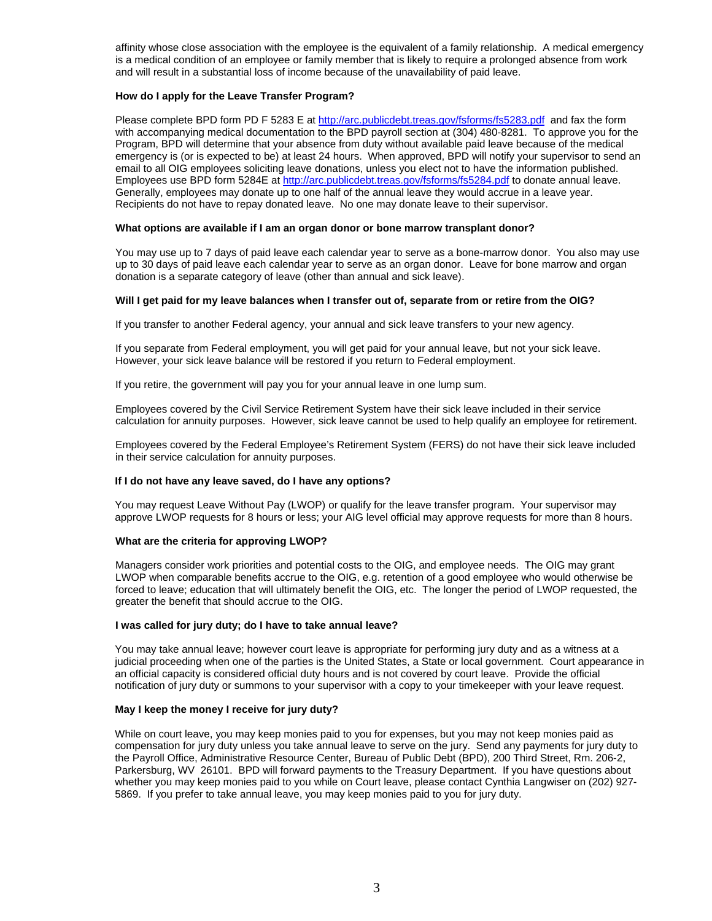affinity whose close association with the employee is the equivalent of a family relationship. A medical emergency is a medical condition of an employee or family member that is likely to require a prolonged absence from work and will result in a substantial loss of income because of the unavailability of paid leave.

**How do I apply for the Leave Transfer Program?**

Please complete BPD form PD F 5283 E at http://arc.publicdebt.treas.gov/fsforms/fs5283.pdf and fax the form with accompanying medical documentation to the BPD payroll section at (304) 480-8281. To approve you for the Program, BPD will determine that your absence from duty without available paid leave because of the medical emergency is (or is expected to be) at least 24 hours. When approved, BPD will notify your supervisor to send an email to all OIG employees soliciting leave donations, unless you elect not to have the information published. Employees use BPD form 5284E at http://arc.publicdebt.treas.gov/fsforms/fs5284.pdf to donate annual leave. Generally, employees may donate up to one half of the annual leave they would accrue in a leave year. Recipients do not have to repay donated leave. No one may donate leave to their supervisor.

**What options are available if I am an organ donor or bone marrow transplant donor?**

You may use up to 7 days of paid leave each calendar year to serve as a bone-marrow donor. You also may use up to 30 days of paid leave each calendar year to serve as an organ donor. Leave for bone marrow and organ donation is a separate category of leave (other than annual and sick leave).

**Will I get paid for my leave balances when I transfer out of, separate from or retire from the OIG?**

If you transfer to another Federal agency, your annual and sick leave transfers to your new agency.

If you separate from Federal employment, you will get paid for your annual leave, but not your sick leave. However, your sick leave balance will be restored if you return to Federal employment.

If you retire, the government will pay you for your annual leave in one lump sum.

Employees covered by the Civil Service Retirement System have their sick leave included in their service calculation for annuity purposes. However, sick leave cannot be used to help qualify an employee for retirement.

Employees covered by the Federal Employee's Retirement System (FERS) do not have their sick leave included in their service calculation for annuity purposes.

**If I do not have any leave saved, do I have any options?**

You may request Leave Without Pay (LWOP) or qualify for the leave transfer program. Your supervisor may approve LWOP requests for 8 hours or less; your AIG level official may approve requests for more than 8 hours.

**What are the criteria for approving LWOP?**

Managers consider work priorities and potential costs to the OIG, and employee needs. The OIG may grant LWOP when comparable benefits accrue to the OIG, e.g. retention of a good employee who would otherwise be forced to leave; education that will ultimately benefit the OIG, etc. The longer the period of LWOP requested, the greater the benefit that should accrue to the OIG.

**I was called for jury duty; do I have to take annual leave?**

You may take annual leave; however court leave is appropriate for performing jury duty and as a witness at a judicial proceeding when one of the parties is the United States, a State or local government. Court appearance in an official capacity is considered official duty hours and is not covered by court leave. Provide the official notification of jury duty or summons to your supervisor with a copy to your timekeeper with your leave request.

**May I keep the money I receive for jury duty?**

While on court leave, you may keep monies paid to you for expenses, but you may not keep monies paid as compensation for jury duty unless you take annual leave to serve on the jury. Send any payments for jury duty to the Payroll Office, Administrative Resource Center, Bureau of Public Debt (BPD), 200 Third Street, Rm. 206-2, Parkersburg, WV 26101. BPD will forward payments to the Treasury Department. If you have questions about whether you may keep monies paid to you while on Court leave, please contact Cynthia Langwiser on (202) 927-5869. If you prefer to take annual leave, you may keep monies paid to you for jury duty.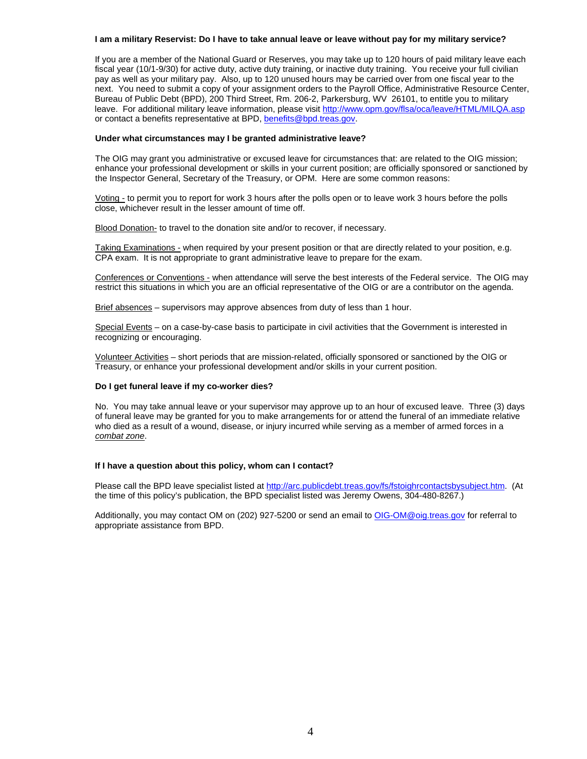**I am a military Reservist: Do I have to take annual leave or leave without pay for my military service?**

If you are a member of the National Guard or Reserves, you may take up to 120 hours of paid military leave each fiscal year (10/1-9/30) for active duty, active duty training, or inactive duty training. You receive your full civilian pay as well as your military pay. Also, up to 120 unused hours may be carried over from one fiscal year to the next. You need to submit a copy of your assignment orders to the Payroll Office, Administrative Resource Center, Bureau of Public Debt (BPD), 200 Third Street, Rm. 206-2, Parkersburg, WV 26101, to entitle you to military leave. For additional military leave information, please visit http://www.opm.gov/flsa/oca/leave/HTML/MILQA.asp or contact a benefits representative at BPD, benefits@bpd.treas.gov.

**Under what circumstances may I be granted administrative leave?**

The OIG may grant you administrative or excused leave for circumstances that: are related to the OIG mission; enhance your professional development or skills in your current position; are officially sponsored or sanctioned by the Inspector General, Secretary of the Treasury, or OPM. Here are some common reasons:

<u>Voting -</u> to permit you to report for work 3 hours after the polls open or to leave work 3 hours before the polls close, whichever result in the lesser amount of time off.

<u>Blood Donation-</u> to travel to the donation site and/or to recover, if necessary.

<u>Taking Examinations -</u> when required by your present position or that are directly related to your position, e.g. CPA exam. It is not appropriate to grant administrative leave to prepare for the exam.

<u>Conferences or Conventions -</u> when attendance will serve the best interests of the Federal service. The OIG may restrict this situations in which you are an official representative of the OIG or are a contributor on the agenda.

<u>Brief absences</u> – supervisors may approve absences from duty of less than 1 hour.

<u>Special Events</u> – on a case-by-case basis to participate in civil activities that the Government is interested in recognizing or encouraging.

<u>Volunteer Activities</u> – short periods that are mission-related, officially sponsored or sanctioned by the OIG or Treasury, or enhance your professional development and/or skills in your current position.

**Do I get funeral leave if my co-worker dies?**

No. You may take annual leave or your supervisor may approve up to an hour of excused leave. Three (3) days of funeral leave may be granted for you to make arrangements for or attend the funeral of an immediate relative who died as a result of a wound, disease, or injury incurred while serving as a member of armed forces in a <u>*combat zone*</u>.

**If I have a question about this policy, whom can I contact?**

Please call the BPD leave specialist listed at http://arc.publicdebt.treas.gov/fs/fstoighrcontactsbysubject.htm. (At the time of this policy's publication, the BPD specialist listed was Jeremy Owens, 304-480-8267.)

Additionally, you may contact OM on (202) 927-5200 or send an email to OIG-OM@oig.treas.gov for referral to appropriate assistance from BPD.